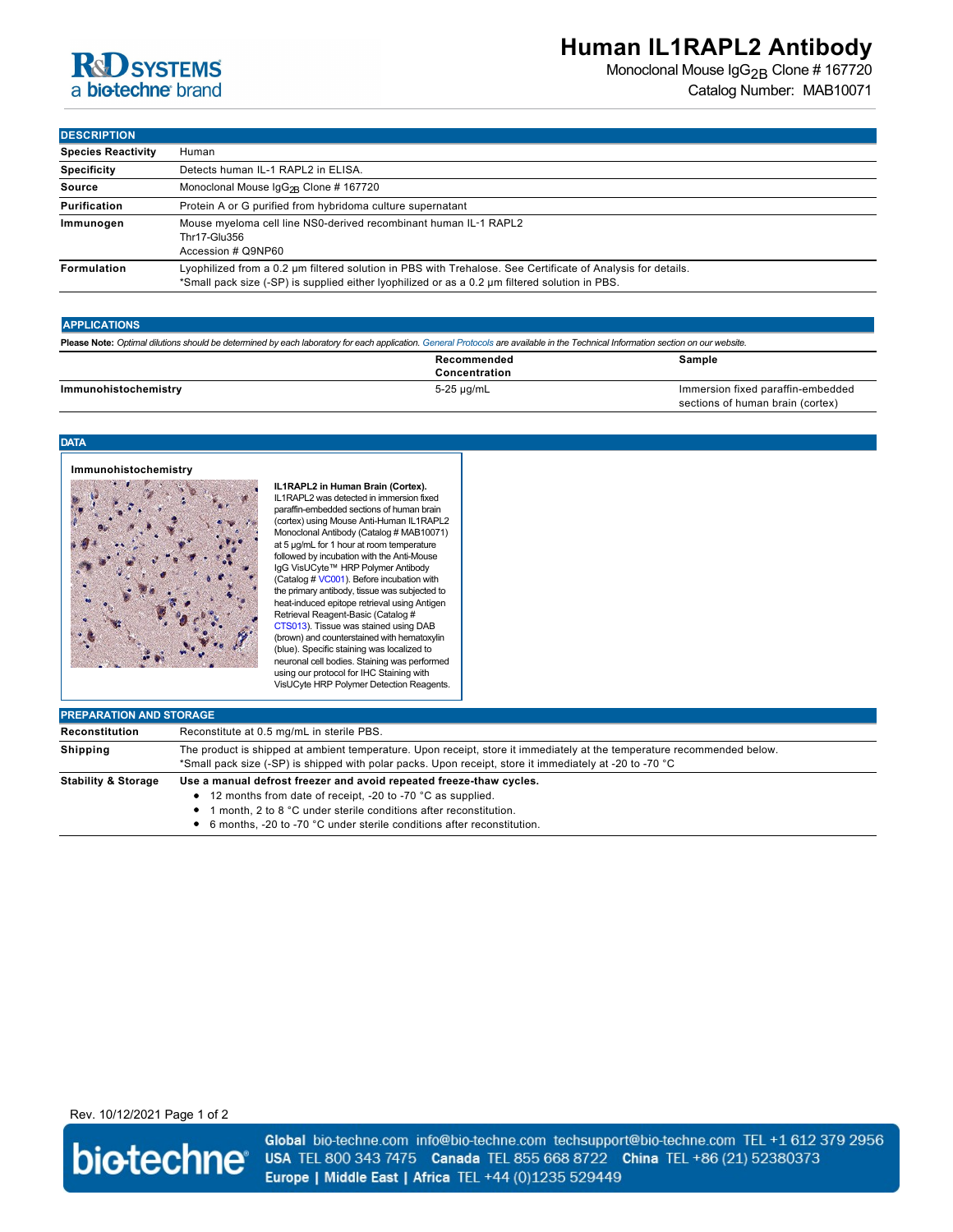# Human IL1RAPL2 Antibody

Monoclonal Mouse $IgG_{2B}$ Clone # 167720

Catalog Number: MAB10071

## DESCRIPTION

| | |
|---|---|
| **Species Reactivity** | Human |
| **Specificity** | Detects human IL-1 RAPL2 in ELISA. |
| **Source** | Monoclonal Mouse $IgG_{2B}$ Clone # 167720 |
| **Purification** | Protein A or G purified from hybridoma culture supernatant |
| **Immunogen** | Mouse myeloma cell line NS0-derived recombinant human IL-1 RAPL2<br>Thr17-Glu356<br>Accession # Q9NP60 |
| **Formulation** | Lyophilized from a 0.2 μm filtered solution in PBS with Trehalose. See Certificate of Analysis for details.<br>*Small pack size (-SP) is supplied either lyophilized or as a 0.2 μm filtered solution in PBS. |

## APPLICATIONS

**Please Note:** *Optimal dilutions should be determined by each laboratory for each application. General Protocols are available in the Technical Information section on our website.*

| | Recommended Concentration | Sample |
|---|---|---|
| **Immunohistochemistry** | 5-25 µg/mL | Immersion fixed paraffin-embedded sections of human brain (cortex) |

## DATA

**Immunohistochemistry**

**IL1RAPL2 in Human Brain (Cortex).** IL1RAPL2 was detected in immersion fixed paraffin-embedded sections of human brain (cortex) using Mouse Anti-Human IL1RAPL2 Monoclonal Antibody (Catalog # MAB10071) at 5 µg/mL for 1 hour at room temperature followed by incubation with the Anti-Mouse IgG VisUCyte™ HRP Polymer Antibody (Catalog # VC001). Before incubation with the primary antibody, tissue was subjected to heat-induced epitope retrieval using Antigen Retrieval Reagent-Basic (Catalog # CTS013). Tissue was stained using DAB (brown) and counterstained with hematoxylin (blue). Specific staining was localized to neuronal cell bodies. Staining was performed using our protocol for IHC Staining with VisUCyte HRP Polymer Detection Reagents.

## PREPARATION AND STORAGE

| | |
|---|---|
| **Reconstitution** | Reconstitute at 0.5 mg/mL in sterile PBS. |
| **Shipping** | The product is shipped at ambient temperature. Upon receipt, store it immediately at the temperature recommended below.<br>*Small pack size (-SP) is shipped with polar packs. Upon receipt, store it immediately at -20 to -70 °C |
| **Stability & Storage** | **Use a manual defrost freezer and avoid repeated freeze-thaw cycles.**<br>• 12 months from date of receipt, -20 to -70 °C as supplied.<br>• 1 month, 2 to 8 °C under sterile conditions after reconstitution.<br>• 6 months, -20 to -70 °C under sterile conditions after reconstitution. |

Rev. 10/12/2021

**Global** bio-techne.com info@bio-techne.com techsupport@bio-techne.com TEL +1 612 379 2956
**USA** TEL 800 343 7475 **Canada** TEL 855 668 8722 **China** TEL +86 (21) 52380373
**Europe | Middle East | Africa** TEL +44 (0)1235 529449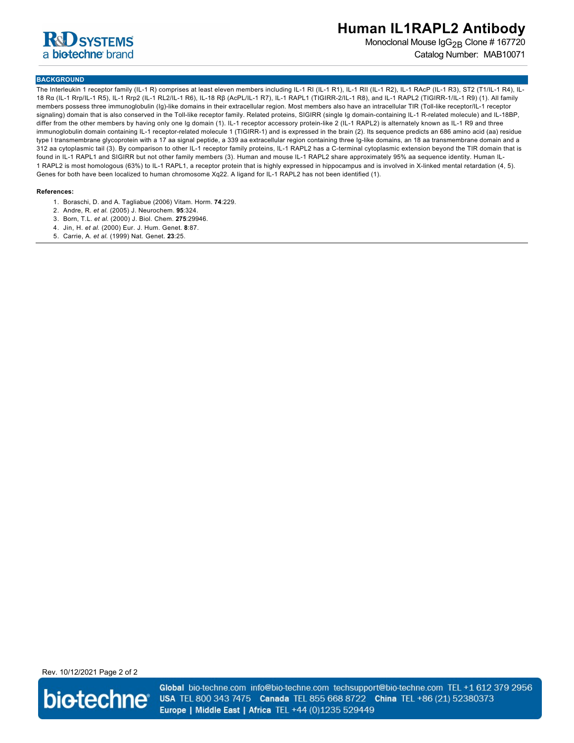# Human IL1RAPL2 Antibody

Monoclonal Mouse $IgG_{2B}$ Clone # 167720

Catalog Number: MAB10071

## BACKGROUND

The Interleukin 1 receptor family (IL-1 R) comprises at least eleven members including IL-1 RI (IL-1 R1), IL-1 RII (IL-1 R2), IL-1 RAcP (IL-1 R3), ST2 (T1/IL-1 R4), IL-18 Rα (IL-1 Rrp/IL-1 R5), IL-1 Rrp2 (IL-1 RL2/IL-1 R6), IL-18 Rβ (AcPL/IL-1 R7), IL-1 RAPL1 (TIGIRR-2/IL-1 R8), and IL-1 RAPL2 (TIGIRR-1/IL-1 R9) (1). All family members possess three immunoglobulin (Ig)-like domains in their extracellular region. Most members also have an intracellular TIR (Toll-like receptor/IL-1 receptor signaling) domain that is also conserved in the Toll-like receptor family. Related proteins, SIGIRR (single Ig domain-containing IL-1 R-related molecule) and IL-18BP, differ from the other members by having only one Ig domain (1). IL-1 receptor accessory protein-like 2 (IL-1 RAPL2) is alternately known as IL-1 R9 and three immunoglobulin domain containing IL-1 receptor-related molecule 1 (TIGIRR-1) and is expressed in the brain (2). Its sequence predicts an 686 amino acid (aa) residue type I transmembrane glycoprotein with a 17 aa signal peptide, a 339 aa extracellular region containing three Ig-like domains, an 18 aa transmembrane domain and a 312 aa cytoplasmic tail (3). By comparison to other IL-1 receptor family proteins, IL-1 RAPL2 has a C-terminal cytoplasmic extension beyond the TIR domain that is found in IL-1 RAPL1 and SIGIRR but not other family members (3). Human and mouse IL-1 RAPL2 share approximately 95% aa sequence identity. Human IL-1 RAPL2 is most homologous (63%) to IL-1 RAPL1, a receptor protein that is highly expressed in hippocampus and is involved in X-linked mental retardation (4, 5). Genes for both have been localized to human chromosome Xq22. A ligand for IL-1 RAPL2 has not been identified (1).

**References:**

1. Boraschi, D. and A. Tagliabue (2006) Vitam. Horm. **74**:229.
2. Andre, R. *et al.* (2005) J. Neurochem. **95**:324.
3. Born, T.L. *et al.* (2000) J. Biol. Chem. **275**:29946.
4. Jin, H. *et al.* (2000) Eur. J. Hum. Genet. **8**:87.
5. Carrie, A. *et al.* (1999) Nat. Genet. **23**:25.

Rev. 10/12/2021

**Global** bio-techne.com info@bio-techne.com techsupport@bio-techne.com TEL +1 612 379 2956
**USA** TEL 800 343 7475 **Canada** TEL 855 668 8722 **China** TEL +86 (21) 52380373
**Europe | Middle East | Africa** TEL +44 (0)1235 529449